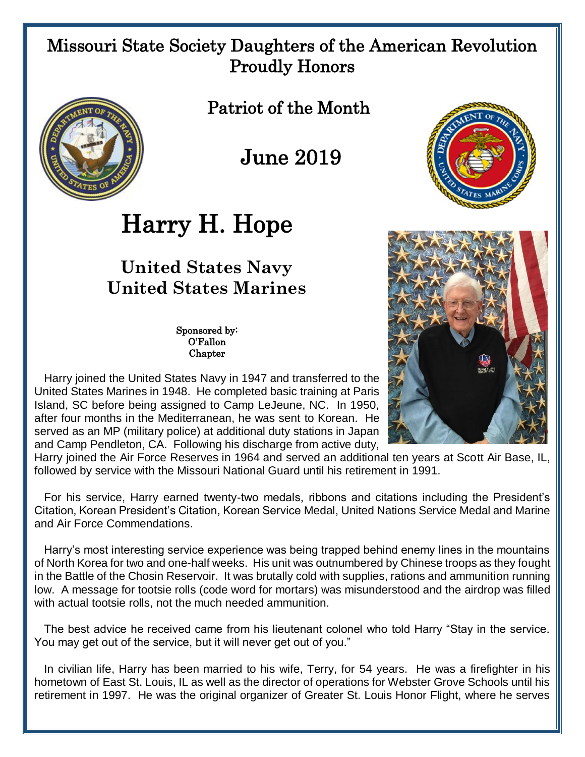# Missouri State Society Daughters of the American Revolution Proudly Honors

## Patriot of the Month

## June 2019

# Harry H. Hope

### United States Navy
### United States Marines

Sponsored by:
O'Fallon
Chapter

Harry joined the United States Navy in 1947 and transferred to the United States Marines in 1948. He completed basic training at Paris Island, SC before being assigned to Camp LeJeune, NC. In 1950, after four months in the Mediterranean, he was sent to Korean. He served as an MP (military police) at additional duty stations in Japan and Camp Pendleton, CA. Following his discharge from active duty, Harry joined the Air Force Reserves in 1964 and served an additional ten years at Scott Air Base, IL, followed by service with the Missouri National Guard until his retirement in 1991.

For his service, Harry earned twenty-two medals, ribbons and citations including the President's Citation, Korean President's Citation, Korean Service Medal, United Nations Service Medal and Marine and Air Force Commendations.

Harry's most interesting service experience was being trapped behind enemy lines in the mountains of North Korea for two and one-half weeks. His unit was outnumbered by Chinese troops as they fought in the Battle of the Chosin Reservoir. It was brutally cold with supplies, rations and ammunition running low. A message for tootsie rolls (code word for mortars) was misunderstood and the airdrop was filled with actual tootsie rolls, not the much needed ammunition.

The best advice he received came from his lieutenant colonel who told Harry "Stay in the service. You may get out of the service, but it will never get out of you."

In civilian life, Harry has been married to his wife, Terry, for 54 years. He was a firefighter in his hometown of East St. Louis, IL as well as the director of operations for Webster Grove Schools until his retirement in 1997. He was the original organizer of Greater St. Louis Honor Flight, where he serves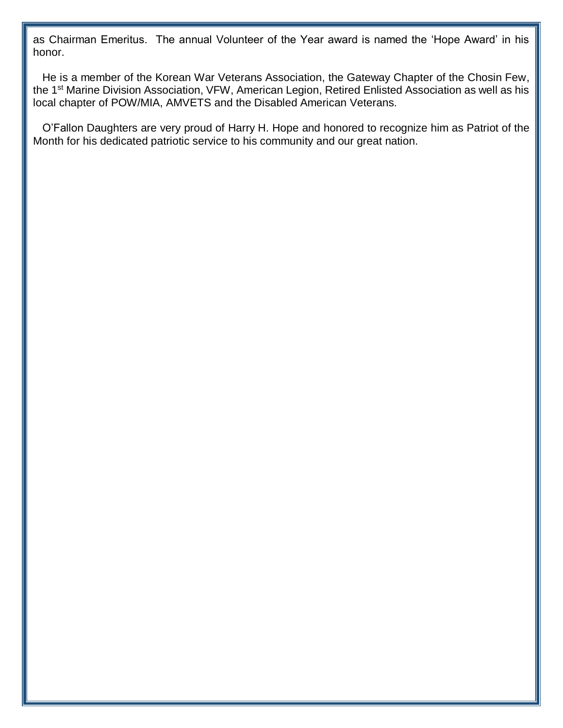as Chairman Emeritus. The annual Volunteer of the Year award is named the 'Hope Award' in his honor.

He is a member of the Korean War Veterans Association, the Gateway Chapter of the Chosin Few, the 1st Marine Division Association, VFW, American Legion, Retired Enlisted Association as well as his local chapter of POW/MIA, AMVETS and the Disabled American Veterans.

O'Fallon Daughters are very proud of Harry H. Hope and honored to recognize him as Patriot of the Month for his dedicated patriotic service to his community and our great nation.